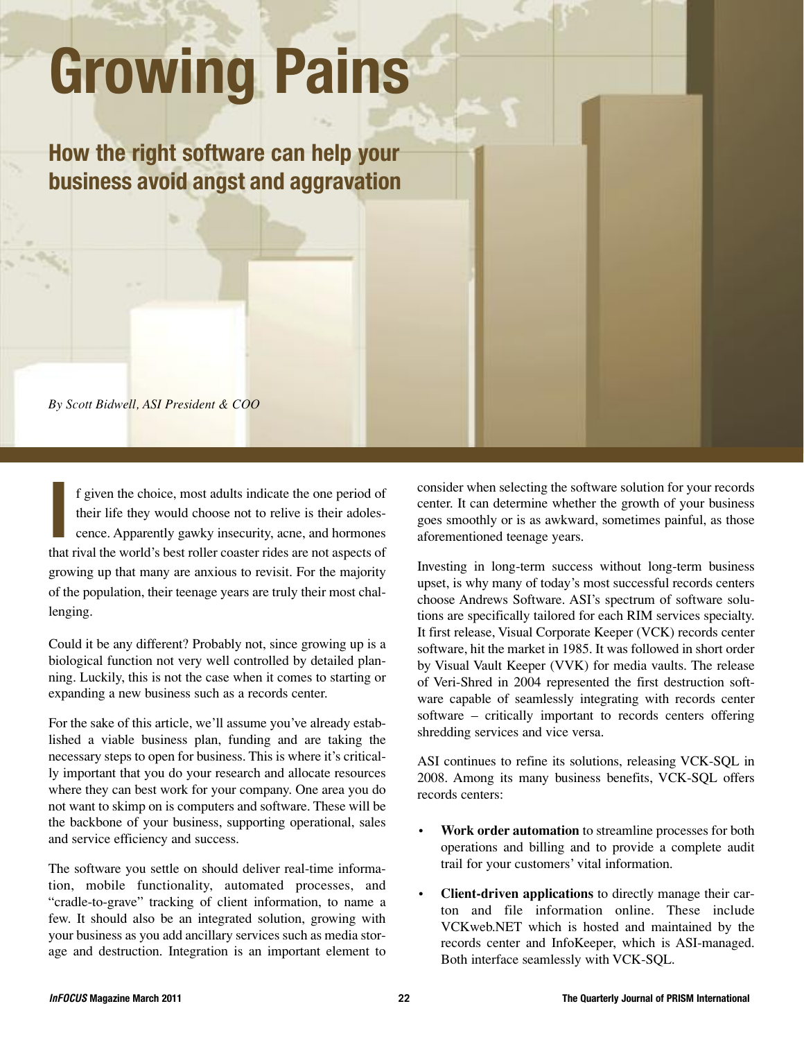# Growing Pains

## How the right software can help your business avoid angst and aggravation

*By Scott Bidwell, ASI President & COO*

If given the choice, most adults indicate the one period of their life they would choose not to relive is their adolescence. Apparently gawky insecurity, acne, and hormones that rival the world's best roller coaster rides are not aspects of growing up that many are anxious to revisit. For the majority of the population, their teenage years are truly their most challenging.

Could it be any different? Probably not, since growing up is a biological function not very well controlled by detailed planning. Luckily, this is not the case when it comes to starting or expanding a new business such as a records center.

For the sake of this article, we'll assume you've already established a viable business plan, funding and are taking the necessary steps to open for business. This is where it's critically important that you do your research and allocate resources where they can best work for your company. One area you do not want to skimp on is computers and software. These will be the backbone of your business, supporting operational, sales and service efficiency and success.

The software you settle on should deliver real-time information, mobile functionality, automated processes, and "cradle-to-grave" tracking of client information, to name a few. It should also be an integrated solution, growing with your business as you add ancillary services such as media storage and destruction. Integration is an important element to consider when selecting the software solution for your records center. It can determine whether the growth of your business goes smoothly or is as awkward, sometimes painful, as those aforementioned teenage years.

Investing in long-term success without long-term business upset, is why many of today's most successful records centers choose Andrews Software. ASI's spectrum of software solutions are specifically tailored for each RIM services specialty. It first release, Visual Corporate Keeper (VCK) records center software, hit the market in 1985. It was followed in short order by Visual Vault Keeper (VVK) for media vaults. The release of Veri-Shred in 2004 represented the first destruction software capable of seamlessly integrating with records center software – critically important to records centers offering shredding services and vice versa.

ASI continues to refine its solutions, releasing VCK-SQL in 2008. Among its many business benefits, VCK-SQL offers records centers:

- **Work order automation** to streamline processes for both operations and billing and to provide a complete audit trail for your customers' vital information.
- **Client-driven applications** to directly manage their carton and file information online. These include VCKweb.NET which is hosted and maintained by the records center and InfoKeeper, which is ASI-managed. Both interface seamlessly with VCK-SQL.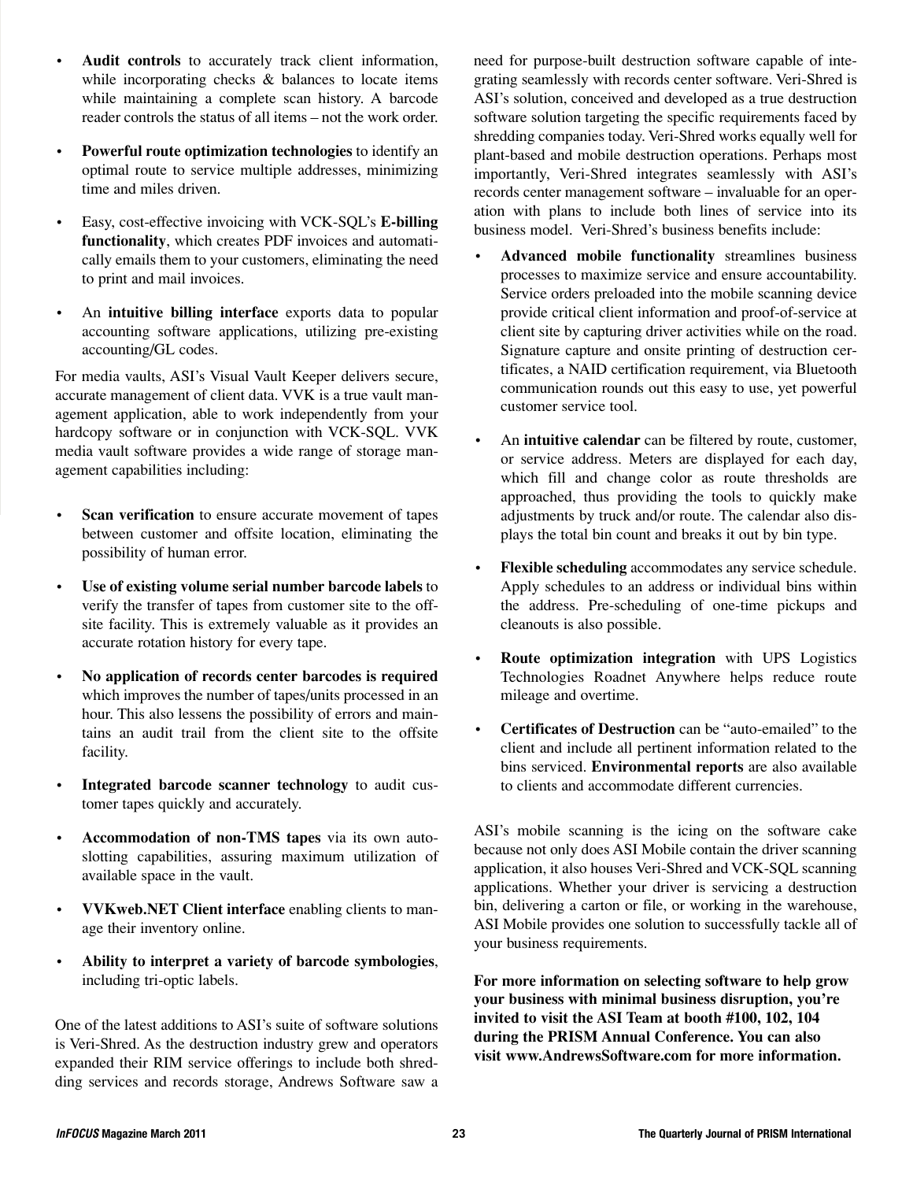- **Audit controls** to accurately track client information, while incorporating checks & balances to locate items while maintaining a complete scan history. A barcode reader controls the status of all items – not the work order.

- **Powerful route optimization technologies** to identify an optimal route to service multiple addresses, minimizing time and miles driven.

- Easy, cost-effective invoicing with VCK-SQL's **E-billing functionality**, which creates PDF invoices and automatically emails them to your customers, eliminating the need to print and mail invoices.

- An **intuitive billing interface** exports data to popular accounting software applications, utilizing pre-existing accounting/GL codes.

For media vaults, ASI's Visual Vault Keeper delivers secure, accurate management of client data. VVK is a true vault management application, able to work independently from your hardcopy software or in conjunction with VCK-SQL. VVK media vault software provides a wide range of storage management capabilities including:

- **Scan verification** to ensure accurate movement of tapes between customer and offsite location, eliminating the possibility of human error.

- **Use of existing volume serial number barcode labels** to verify the transfer of tapes from customer site to the offsite facility. This is extremely valuable as it provides an accurate rotation history for every tape.

- **No application of records center barcodes is required** which improves the number of tapes/units processed in an hour. This also lessens the possibility of errors and maintains an audit trail from the client site to the offsite facility.

- **Integrated barcode scanner technology** to audit customer tapes quickly and accurately.

- **Accommodation of non-TMS tapes** via its own auto-slotting capabilities, assuring maximum utilization of available space in the vault.

- **VVKweb.NET Client interface** enabling clients to manage their inventory online.

- **Ability to interpret a variety of barcode symbologies**, including tri-optic labels.

One of the latest additions to ASI's suite of software solutions is Veri-Shred. As the destruction industry grew and operators expanded their RIM service offerings to include both shredding services and records storage, Andrews Software saw a need for purpose-built destruction software capable of integrating seamlessly with records center software. Veri-Shred is ASI's solution, conceived and developed as a true destruction software solution targeting the specific requirements faced by shredding companies today. Veri-Shred works equally well for plant-based and mobile destruction operations. Perhaps most importantly, Veri-Shred integrates seamlessly with ASI's records center management software – invaluable for an operation with plans to include both lines of service into its business model. Veri-Shred's business benefits include:

- **Advanced mobile functionality** streamlines business processes to maximize service and ensure accountability. Service orders preloaded into the mobile scanning device provide critical client information and proof-of-service at client site by capturing driver activities while on the road. Signature capture and onsite printing of destruction certificates, a NAID certification requirement, via Bluetooth communication rounds out this easy to use, yet powerful customer service tool.

- An **intuitive calendar** can be filtered by route, customer, or service address. Meters are displayed for each day, which fill and change color as route thresholds are approached, thus providing the tools to quickly make adjustments by truck and/or route. The calendar also displays the total bin count and breaks it out by bin type.

- **Flexible scheduling** accommodates any service schedule. Apply schedules to an address or individual bins within the address. Pre-scheduling of one-time pickups and cleanouts is also possible.

- **Route optimization integration** with UPS Logistics Technologies Roadnet Anywhere helps reduce route mileage and overtime.

- **Certificates of Destruction** can be "auto-emailed" to the client and include all pertinent information related to the bins serviced. **Environmental reports** are also available to clients and accommodate different currencies.

ASI's mobile scanning is the icing on the software cake because not only does ASI Mobile contain the driver scanning application, it also houses Veri-Shred and VCK-SQL scanning applications. Whether your driver is servicing a destruction bin, delivering a carton or file, or working in the warehouse, ASI Mobile provides one solution to successfully tackle all of your business requirements.

**For more information on selecting software to help grow your business with minimal business disruption, you're invited to visit the ASI Team at booth #100, 102, 104 during the PRISM Annual Conference. You can also visit www.AndrewsSoftware.com for more information.**